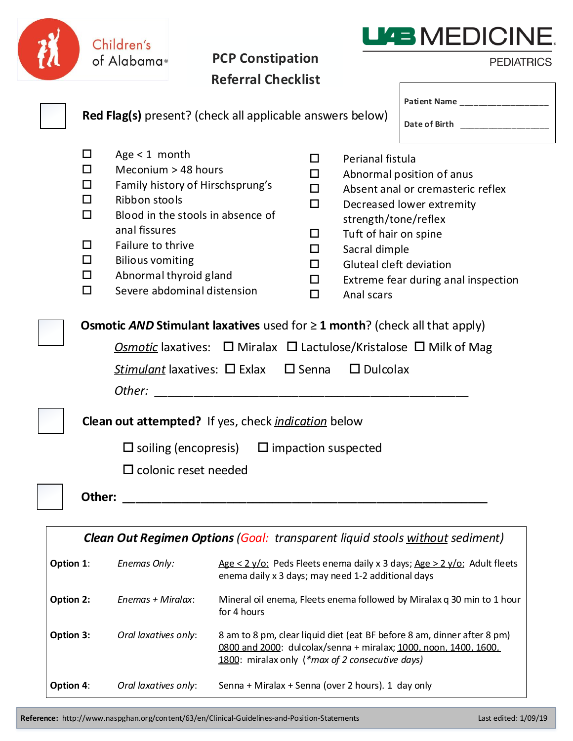Children's of Alabama

UAB MEDICINE PEDIATRICS

# PCP Constipation Referral Checklist

Patient Name ___________________

Date of Birth ___________________

☐ **Red Flag(s)** present? (check all applicable answers below)

- ☐ Age < 1 month
- ☐ Meconium > 48 hours
- ☐ Family history of Hirschsprung's
- ☐ Ribbon stools
- ☐ Blood in the stools in absence of anal fissures
- ☐ Failure to thrive
- ☐ Bilious vomiting
- ☐ Abnormal thyroid gland
- ☐ Severe abdominal distension
- ☐ Perianal fistula
- ☐ Abnormal position of anus
- ☐ Absent anal or cremasteric reflex
- ☐ Decreased lower extremity strength/tone/reflex
- ☐ Tuft of hair on spine
- ☐ Sacral dimple
- ☐ Gluteal cleft deviation
- ☐ Extreme fear during anal inspection
- ☐ Anal scars

☐ **Osmotic *AND* Stimulant laxatives** used for ≥ **1 month**? (check all that apply)

*Osmotic* laxatives: ☐ Miralax ☐ Lactulose/Kristalose ☐ Milk of Mag

*Stimulant* laxatives: ☐ Exlax ☐ Senna ☐ Dulcolax

*Other:* ___________________________________________

☐ **Clean out attempted?** If yes, check *indication* below

☐ soiling (encopresis) ☐ impaction suspected

☐ colonic reset needed

☐ **Other:** ___________________________________________

| ***Clean Out Regimen Options*** (*Goal: transparent liquid stools without sediment*) | | |
|---|---|---|
| **Option 1:** | *Enemas Only:* | Age < 2 y/o: Peds Fleets enema daily x 3 days; Age > 2 y/o: Adult fleets enema daily x 3 days; may need 1-2 additional days |
| **Option 2:** | *Enemas + Miralax:* | Mineral oil enema, Fleets enema followed by Miralax q 30 min to 1 hour for 4 hours |
| **Option 3:** | *Oral laxatives only:* | 8 am to 8 pm, clear liquid diet (eat BF before 8 am, dinner after 8 pm) 0800 and 2000: dulcolax/senna + miralax; 1000, noon, 1400, 1600, 1800: miralax only (*\*max of 2 consecutive days*) |
| **Option 4:** | *Oral laxatives only:* | Senna + Miralax + Senna (over 2 hours). 1 day only |

**Reference:** http://www.naspghan.org/content/63/en/Clinical-Guidelines-and-Position-Statements    Last edited: 1/09/19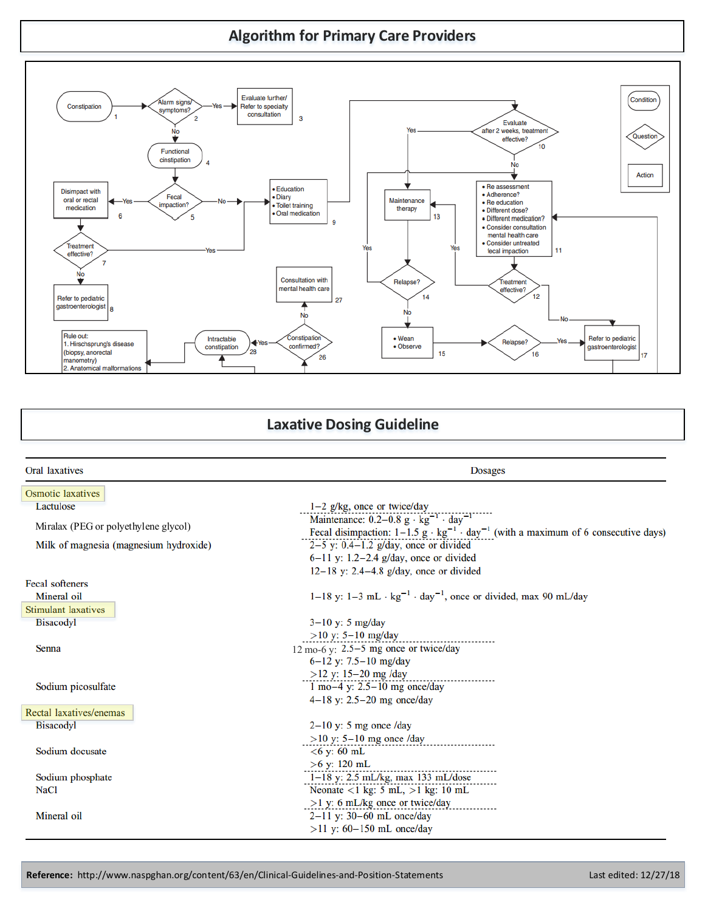# Algorithm for Primary Care Providers

Constipation 1

Alarm signs/ symptoms? 2

Yes

Evaluate further/ Refer to specialty consultation 3

No

Functional constipation 4

Fecal impaction? 5

Yes

Disimpact with oral or rectal medication 6

No

• Education
• Diary
• Toilet training
• Oral medication

9

Treatment effective? 7

Yes

No

Refer to pediatric gastroenterologist 8

Evaluate after 2 weeks, treatment effective? 10

Yes

No

Maintenance therapy 13

• Re assessment
• Adherence?
• Re education
• Different dose?
• Different medication?
• Consider consultation mental health care
• Consider untreated fecal impaction

11

Yes

Yes

Relapse? 14

Treatment effective? 12

No

No

• Wean
• Observe

15

Relapse? 16

Yes

Refer to pediatric gastroenterologist 17

Consultation with mental health care 27

No

Constipation confirmed? 26

Yes

Intractable constipation 28

Rule out:
1. Hirschsprung's disease (biopsy, anorectal manometry)
2. Anatomical malformations

Condition

Question

Action

# Laxative Dosing Guideline

| Oral laxatives | Dosages |
|---|---|
| **Osmotic laxatives** | |
| Lactulose | 1–2 g/kg, once or twice/day |
| Miralax (PEG or polyethylene glycol) | Maintenance: 0.2–0.8 g · $kg^{-1}$ · $day^{-1}$ |
| | Fecal disimpaction: 1–1.5 g · $kg^{-1}$ · $day^{-1}$ (with a maximum of 6 consecutive days) |
| Milk of magnesia (magnesium hydroxide) | 2–5 y: 0.4–1.2 g/day, once or divided |
| | 6–11 y: 1.2–2.4 g/day, once or divided |
| | 12–18 y: 2.4–4.8 g/day, once or divided |
| Fecal softeners | |
| Mineral oil | 1–18 y: 1–3 mL · $kg^{-1}$ · $day^{-1}$, once or divided, max 90 mL/day |
| **Stimulant laxatives** | |
| Bisacodyl | 3–10 y: 5 mg/day |
| | >10 y: 5–10 mg/day |
| Senna | 12 mo-6 y: 2.5–5 mg once or twice/day |
| | 6–12 y: 7.5–10 mg/day |
| | >12 y: 15–20 mg /day |
| Sodium picosulfate | 1 mo–4 y: 2.5–10 mg once/day |
| | 4–18 y: 2.5–20 mg once/day |
| **Rectal laxatives/enemas** | |
| Bisacodyl | 2–10 y: 5 mg once /day |
| | >10 y: 5–10 mg once /day |
| Sodium docusate | <6 y: 60 mL |
| | >6 y: 120 mL |
| Sodium phosphate | 1–18 y: 2.5 mL/kg, max 133 mL/dose |
| NaCl | Neonate <1 kg: 5 mL, >1 kg: 10 mL |
| | >1 y: 6 mL/kg once or twice/day |
| Mineral oil | 2–11 y: 30–60 mL once/day |
| | >11 y: 60–150 mL once/day |

**Reference:** http://www.naspghan.org/content/63/en/Clinical-Guidelines-and-Position-Statements

Last edited: 12/27/18